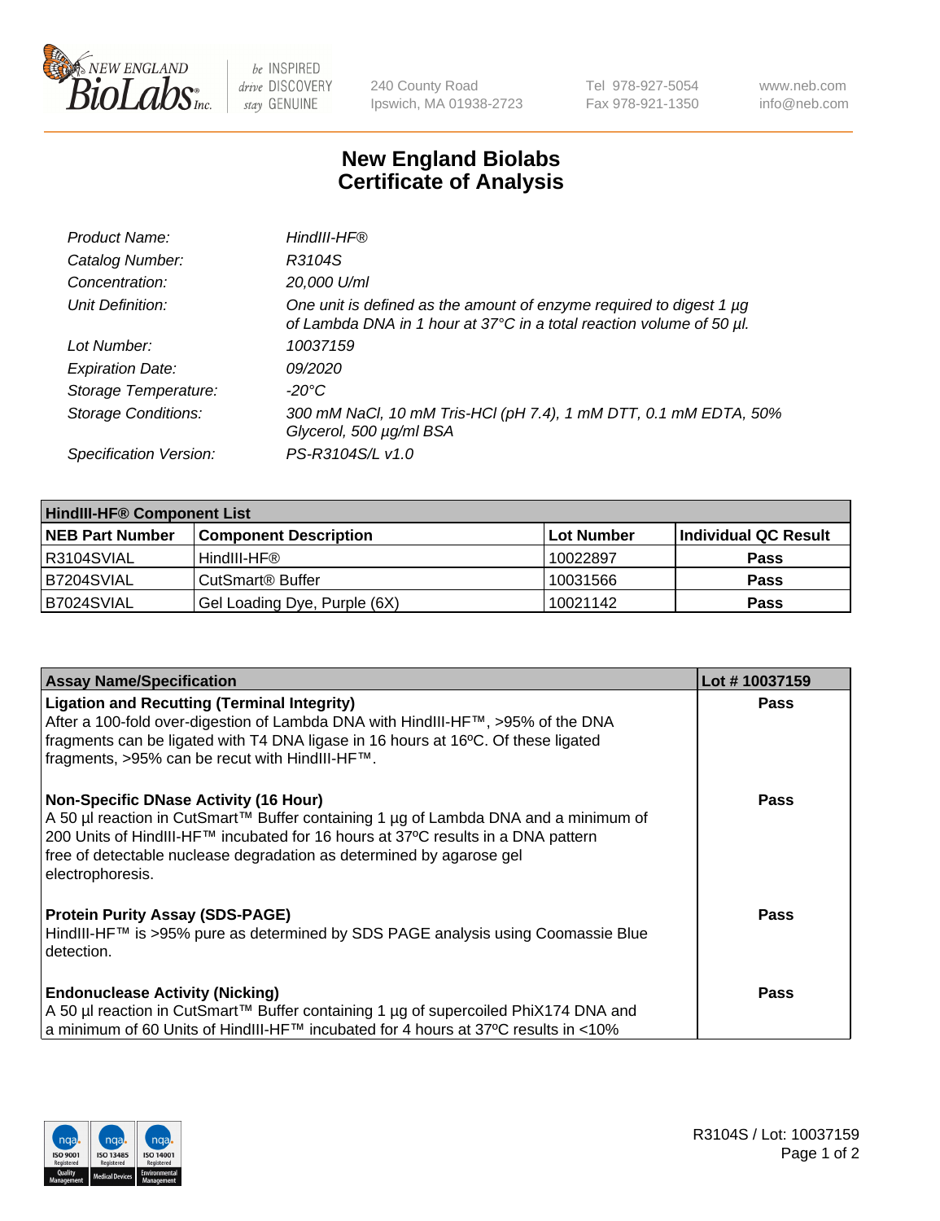New England BioLabs Inc. — be INSPIRED drive DISCOVERY stay GENUINE

240 County Road
Ipswich, MA 01938-2723

Tel 978-927-5054
Fax 978-921-1350

www.neb.com
info@neb.com

# New England Biolabs
# Certificate of Analysis

| | |
|---|---|
| *Product Name:* | *HindIII-HF®* |
| *Catalog Number:* | *R3104S* |
| *Concentration:* | *20,000 U/ml* |
| *Unit Definition:* | *One unit is defined as the amount of enzyme required to digest 1 µg of Lambda DNA in 1 hour at 37°C in a total reaction volume of 50 µl.* |
| *Lot Number:* | *10037159* |
| *Expiration Date:* | *09/2020* |
| *Storage Temperature:* | *-20°C* |
| *Storage Conditions:* | *300 mM NaCl, 10 mM Tris-HCl (pH 7.4), 1 mM DTT, 0.1 mM EDTA, 50% Glycerol, 500 µg/ml BSA* |
| *Specification Version:* | *PS-R3104S/L v1.0* |

| **HindIII-HF® Component List** | | | |
|---|---|---|---|
| **NEB Part Number** | **Component Description** | **Lot Number** | **Individual QC Result** |
| R3104SVIAL | HindIII-HF® | 10022897 | **Pass** |
| B7204SVIAL | CutSmart® Buffer | 10031566 | **Pass** |
| B7024SVIAL | Gel Loading Dye, Purple (6X) | 10021142 | **Pass** |

| **Assay Name/Specification** | **Lot # 10037159** |
|---|---|
| **Ligation and Recutting (Terminal Integrity)** After a 100-fold over-digestion of Lambda DNA with HindIII-HF™, >95% of the DNA fragments can be ligated with T4 DNA ligase in 16 hours at 16ºC. Of these ligated fragments, >95% can be recut with HindIII-HF™. | **Pass** |
| **Non-Specific DNase Activity (16 Hour)** A 50 µl reaction in CutSmart™ Buffer containing 1 µg of Lambda DNA and a minimum of 200 Units of HindIII-HF™ incubated for 16 hours at 37ºC results in a DNA pattern free of detectable nuclease degradation as determined by agarose gel electrophoresis. | **Pass** |
| **Protein Purity Assay (SDS-PAGE)** HindIII-HF™ is >95% pure as determined by SDS PAGE analysis using Coomassie Blue detection. | **Pass** |
| **Endonuclease Activity (Nicking)** A 50 µl reaction in CutSmart™ Buffer containing 1 µg of supercoiled PhiX174 DNA and a minimum of 60 Units of HindIII-HF™ incubated for 4 hours at 37ºC results in <10% | **Pass** |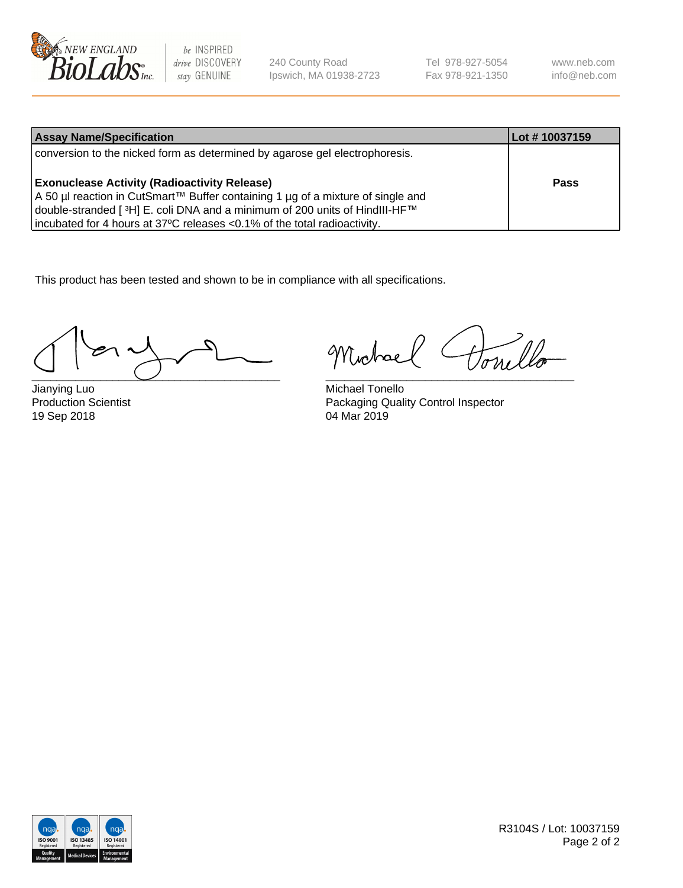| Assay Name/Specification | Lot # 10037159 |
|---|---|
| conversion to the nicked form as determined by agarose gel electrophoresis. | |
| **Exonuclease Activity (Radioactivity Release)**<br>A 50 µl reaction in CutSmart™ Buffer containing 1 µg of a mixture of single and double-stranded [ $^3$H] E. coli DNA and a minimum of 200 units of HindIII-HF™ incubated for 4 hours at 37ºC releases <0.1% of the total radioactivity. | **Pass** |

This product has been tested and shown to be in compliance with all specifications.

Jianying Luo
Production Scientist
19 Sep 2018

Michael Tonello
Packaging Quality Control Inspector
04 Mar 2019

R3104S / Lot: 10037159